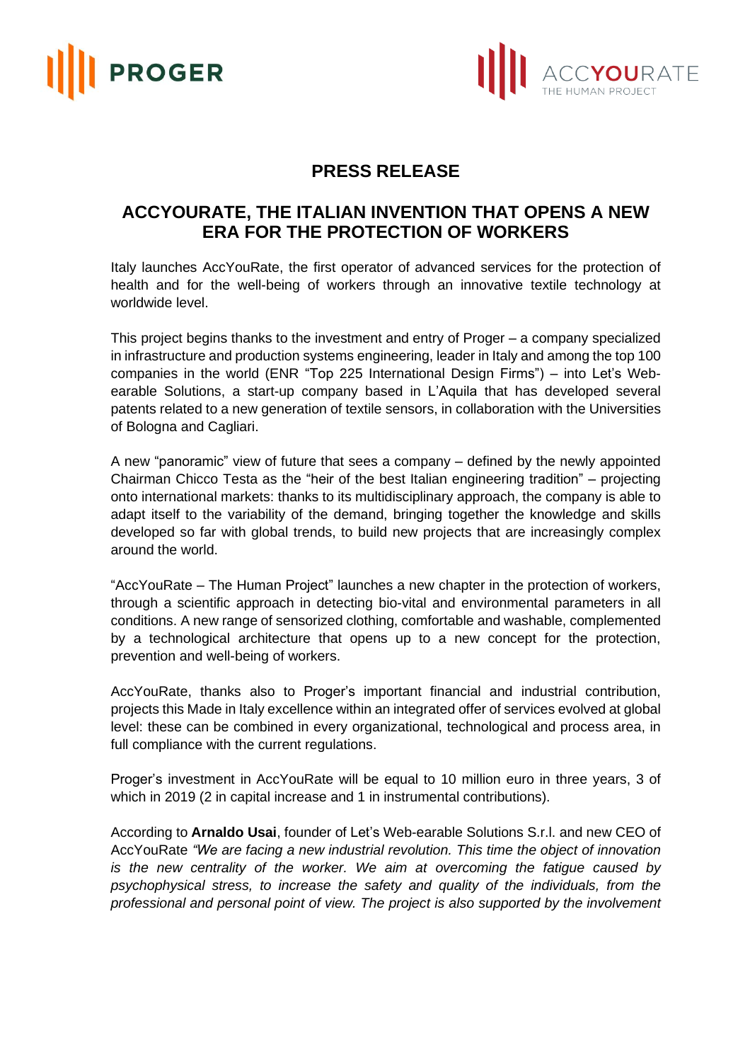PROGER

ACCYOURATE
THE HUMAN PROJECT

# PRESS RELEASE

## ACCYOURATE, THE ITALIAN INVENTION THAT OPENS A NEW ERA FOR THE PROTECTION OF WORKERS

Italy launches AccYouRate, the first operator of advanced services for the protection of health and for the well-being of workers through an innovative textile technology at worldwide level.

This project begins thanks to the investment and entry of Proger – a company specialized in infrastructure and production systems engineering, leader in Italy and among the top 100 companies in the world (ENR "Top 225 International Design Firms") – into Let's Web-earable Solutions, a start-up company based in L'Aquila that has developed several patents related to a new generation of textile sensors, in collaboration with the Universities of Bologna and Cagliari.

A new "panoramic" view of future that sees a company – defined by the newly appointed Chairman Chicco Testa as the "heir of the best Italian engineering tradition" – projecting onto international markets: thanks to its multidisciplinary approach, the company is able to adapt itself to the variability of the demand, bringing together the knowledge and skills developed so far with global trends, to build new projects that are increasingly complex around the world.

"AccYouRate – The Human Project" launches a new chapter in the protection of workers, through a scientific approach in detecting bio-vital and environmental parameters in all conditions. A new range of sensorized clothing, comfortable and washable, complemented by a technological architecture that opens up to a new concept for the protection, prevention and well-being of workers.

AccYouRate, thanks also to Proger's important financial and industrial contribution, projects this Made in Italy excellence within an integrated offer of services evolved at global level: these can be combined in every organizational, technological and process area, in full compliance with the current regulations.

Proger's investment in AccYouRate will be equal to 10 million euro in three years, 3 of which in 2019 (2 in capital increase and 1 in instrumental contributions).

According to **Arnaldo Usai**, founder of Let's Web-earable Solutions S.r.l. and new CEO of AccYouRate *"We are facing a new industrial revolution. This time the object of innovation is the new centrality of the worker. We aim at overcoming the fatigue caused by psychophysical stress, to increase the safety and quality of the individuals, from the professional and personal point of view. The project is also supported by the involvement*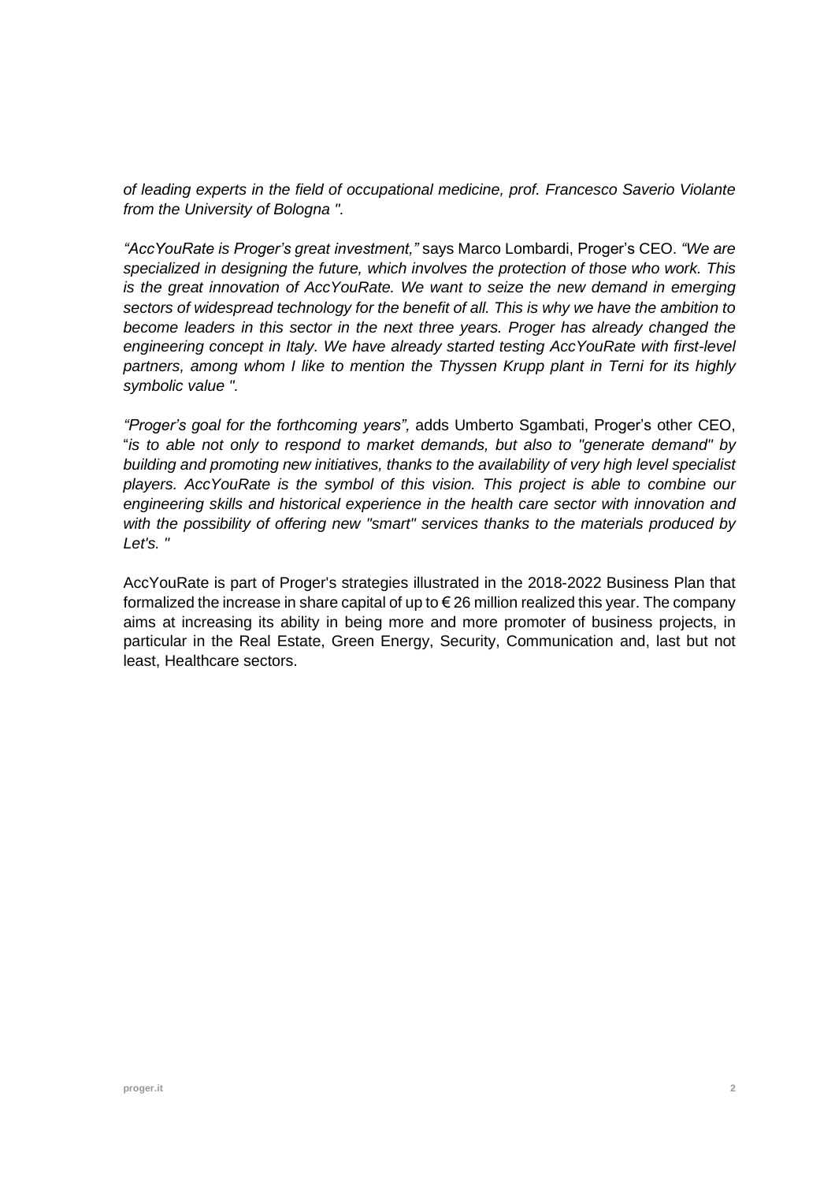*of leading experts in the field of occupational medicine, prof. Francesco Saverio Violante from the University of Bologna ".*

*"AccYouRate is Proger's great investment,"* says Marco Lombardi, Proger's CEO. *"We are specialized in designing the future, which involves the protection of those who work. This is the great innovation of AccYouRate. We want to seize the new demand in emerging sectors of widespread technology for the benefit of all. This is why we have the ambition to become leaders in this sector in the next three years. Proger has already changed the engineering concept in Italy. We have already started testing AccYouRate with first-level partners, among whom I like to mention the Thyssen Krupp plant in Terni for its highly symbolic value ".*

*"Proger's goal for the forthcoming years",* adds Umberto Sgambati, Proger's other CEO, "*is to able not only to respond to market demands, but also to "generate demand" by building and promoting new initiatives, thanks to the availability of very high level specialist players. AccYouRate is the symbol of this vision. This project is able to combine our engineering skills and historical experience in the health care sector with innovation and with the possibility of offering new "smart" services thanks to the materials produced by Let's. "*

AccYouRate is part of Proger's strategies illustrated in the 2018-2022 Business Plan that formalized the increase in share capital of up to € 26 million realized this year. The company aims at increasing its ability in being more and more promoter of business projects, in particular in the Real Estate, Green Energy, Security, Communication and, last but not least, Healthcare sectors.